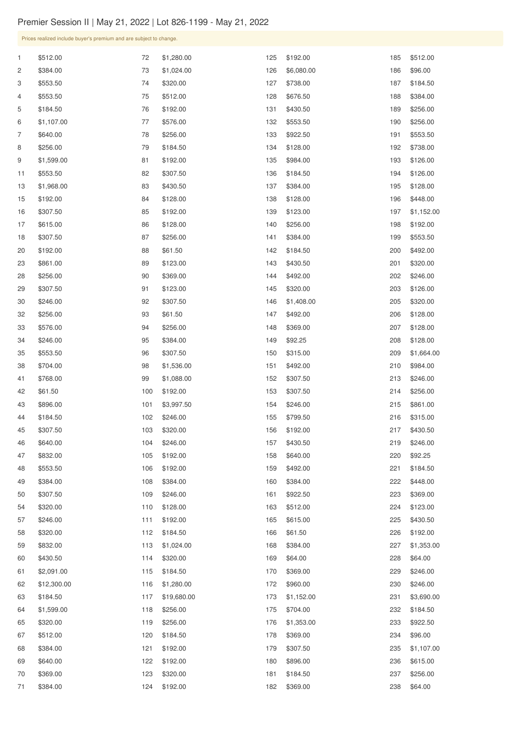# Premier Session II | May 21, 2022 | Lot 826-1199 - May 21, 2022

Prices realized include buyer's premium and are subject to change.

| Lot | Price | Lot | Price | Lot | Price | Lot | Price |
|---|---|---|---|---|---|---|---|
| 1 | $512.00 | 72 | $1,280.00 | 125 | $192.00 | 185 | $512.00 |
| 2 | $384.00 | 73 | $1,024.00 | 126 | $6,080.00 | 186 | $96.00 |
| 3 | $553.50 | 74 | $320.00 | 127 | $738.00 | 187 | $184.50 |
| 4 | $553.50 | 75 | $512.00 | 128 | $676.50 | 188 | $384.00 |
| 5 | $184.50 | 76 | $192.00 | 131 | $430.50 | 189 | $256.00 |
| 6 | $1,107.00 | 77 | $576.00 | 132 | $553.50 | 190 | $256.00 |
| 7 | $640.00 | 78 | $256.00 | 133 | $922.50 | 191 | $553.50 |
| 8 | $256.00 | 79 | $184.50 | 134 | $128.00 | 192 | $738.00 |
| 9 | $1,599.00 | 81 | $192.00 | 135 | $984.00 | 193 | $126.00 |
| 11 | $553.50 | 82 | $307.50 | 136 | $184.50 | 194 | $126.00 |
| 13 | $1,968.00 | 83 | $430.50 | 137 | $384.00 | 195 | $128.00 |
| 15 | $192.00 | 84 | $128.00 | 138 | $128.00 | 196 | $448.00 |
| 16 | $307.50 | 85 | $192.00 | 139 | $123.00 | 197 | $1,152.00 |
| 17 | $615.00 | 86 | $128.00 | 140 | $256.00 | 198 | $192.00 |
| 18 | $307.50 | 87 | $256.00 | 141 | $384.00 | 199 | $553.50 |
| 20 | $192.00 | 88 | $61.50 | 142 | $184.50 | 200 | $492.00 |
| 23 | $861.00 | 89 | $123.00 | 143 | $430.50 | 201 | $320.00 |
| 28 | $256.00 | 90 | $369.00 | 144 | $492.00 | 202 | $246.00 |
| 29 | $307.50 | 91 | $123.00 | 145 | $320.00 | 203 | $126.00 |
| 30 | $246.00 | 92 | $307.50 | 146 | $1,408.00 | 205 | $320.00 |
| 32 | $256.00 | 93 | $61.50 | 147 | $492.00 | 206 | $128.00 |
| 33 | $576.00 | 94 | $256.00 | 148 | $369.00 | 207 | $128.00 |
| 34 | $246.00 | 95 | $384.00 | 149 | $92.25 | 208 | $128.00 |
| 35 | $553.50 | 96 | $307.50 | 150 | $315.00 | 209 | $1,664.00 |
| 38 | $704.00 | 98 | $1,536.00 | 151 | $492.00 | 210 | $984.00 |
| 41 | $768.00 | 99 | $1,088.00 | 152 | $307.50 | 213 | $246.00 |
| 42 | $61.50 | 100 | $192.00 | 153 | $307.50 | 214 | $256.00 |
| 43 | $896.00 | 101 | $3,997.50 | 154 | $246.00 | 215 | $861.00 |
| 44 | $184.50 | 102 | $246.00 | 155 | $799.50 | 216 | $315.00 |
| 45 | $307.50 | 103 | $320.00 | 156 | $192.00 | 217 | $430.50 |
| 46 | $640.00 | 104 | $246.00 | 157 | $430.50 | 219 | $246.00 |
| 47 | $832.00 | 105 | $192.00 | 158 | $640.00 | 220 | $92.25 |
| 48 | $553.50 | 106 | $192.00 | 159 | $492.00 | 221 | $184.50 |
| 49 | $384.00 | 108 | $384.00 | 160 | $384.00 | 222 | $448.00 |
| 50 | $307.50 | 109 | $246.00 | 161 | $922.50 | 223 | $369.00 |
| 54 | $320.00 | 110 | $128.00 | 163 | $512.00 | 224 | $123.00 |
| 57 | $246.00 | 111 | $192.00 | 165 | $615.00 | 225 | $430.50 |
| 58 | $320.00 | 112 | $184.50 | 166 | $61.50 | 226 | $192.00 |
| 59 | $832.00 | 113 | $1,024.00 | 168 | $384.00 | 227 | $1,353.00 |
| 60 | $430.50 | 114 | $320.00 | 169 | $64.00 | 228 | $64.00 |
| 61 | $2,091.00 | 115 | $184.50 | 170 | $369.00 | 229 | $246.00 |
| 62 | $12,300.00 | 116 | $1,280.00 | 172 | $960.00 | 230 | $246.00 |
| 63 | $184.50 | 117 | $19,680.00 | 173 | $1,152.00 | 231 | $3,690.00 |
| 64 | $1,599.00 | 118 | $256.00 | 175 | $704.00 | 232 | $184.50 |
| 65 | $320.00 | 119 | $256.00 | 176 | $1,353.00 | 233 | $922.50 |
| 67 | $512.00 | 120 | $184.50 | 178 | $369.00 | 234 | $96.00 |
| 68 | $384.00 | 121 | $192.00 | 179 | $307.50 | 235 | $1,107.00 |
| 69 | $640.00 | 122 | $192.00 | 180 | $896.00 | 236 | $615.00 |
| 70 | $369.00 | 123 | $320.00 | 181 | $184.50 | 237 | $256.00 |
| 71 | $384.00 | 124 | $192.00 | 182 | $369.00 | 238 | $64.00 |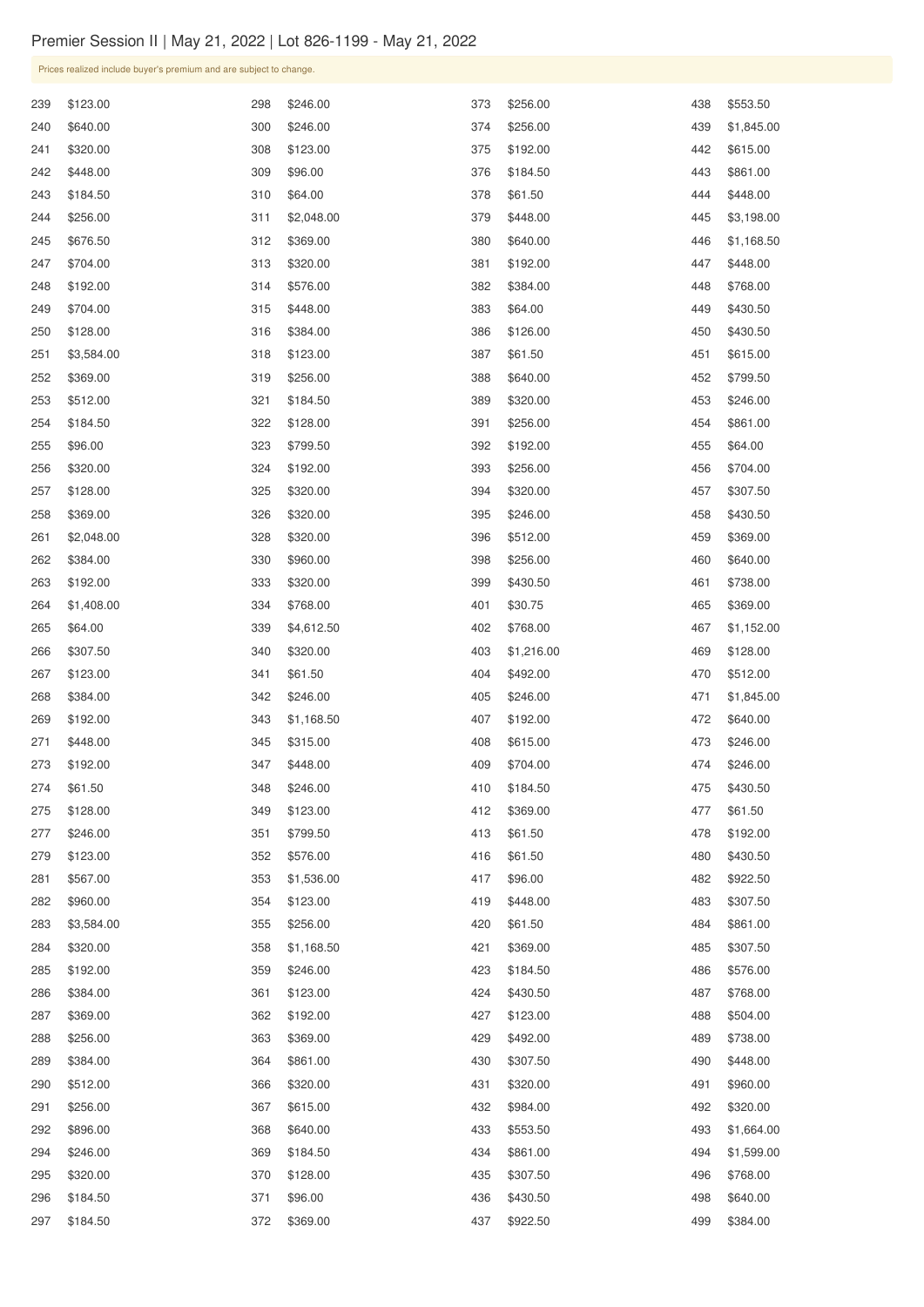Premier Session II | May 21, 2022 | Lot 826-1199 - May 21, 2022

Prices realized include buyer's premium and are subject to change.

| Lot | Price | Lot | Price | Lot | Price | Lot | Price |
|---|---|---|---|---|---|---|---|
| 239 | $123.00 | 298 | $246.00 | 373 | $256.00 | 438 | $553.50 |
| 240 | $640.00 | 300 | $246.00 | 374 | $256.00 | 439 | $1,845.00 |
| 241 | $320.00 | 308 | $123.00 | 375 | $192.00 | 442 | $615.00 |
| 242 | $448.00 | 309 | $96.00 | 376 | $184.50 | 443 | $861.00 |
| 243 | $184.50 | 310 | $64.00 | 378 | $61.50 | 444 | $448.00 |
| 244 | $256.00 | 311 | $2,048.00 | 379 | $448.00 | 445 | $3,198.00 |
| 245 | $676.50 | 312 | $369.00 | 380 | $640.00 | 446 | $1,168.50 |
| 247 | $704.00 | 313 | $320.00 | 381 | $192.00 | 447 | $448.00 |
| 248 | $192.00 | 314 | $576.00 | 382 | $384.00 | 448 | $768.00 |
| 249 | $704.00 | 315 | $448.00 | 383 | $64.00 | 449 | $430.50 |
| 250 | $128.00 | 316 | $384.00 | 386 | $126.00 | 450 | $430.50 |
| 251 | $3,584.00 | 318 | $123.00 | 387 | $61.50 | 451 | $615.00 |
| 252 | $369.00 | 319 | $256.00 | 388 | $640.00 | 452 | $799.50 |
| 253 | $512.00 | 321 | $184.50 | 389 | $320.00 | 453 | $246.00 |
| 254 | $184.50 | 322 | $128.00 | 391 | $256.00 | 454 | $861.00 |
| 255 | $96.00 | 323 | $799.50 | 392 | $192.00 | 455 | $64.00 |
| 256 | $320.00 | 324 | $192.00 | 393 | $256.00 | 456 | $704.00 |
| 257 | $128.00 | 325 | $320.00 | 394 | $320.00 | 457 | $307.50 |
| 258 | $369.00 | 326 | $320.00 | 395 | $246.00 | 458 | $430.50 |
| 261 | $2,048.00 | 328 | $320.00 | 396 | $512.00 | 459 | $369.00 |
| 262 | $384.00 | 330 | $960.00 | 398 | $256.00 | 460 | $640.00 |
| 263 | $192.00 | 333 | $320.00 | 399 | $430.50 | 461 | $738.00 |
| 264 | $1,408.00 | 334 | $768.00 | 401 | $30.75 | 465 | $369.00 |
| 265 | $64.00 | 339 | $4,612.50 | 402 | $768.00 | 467 | $1,152.00 |
| 266 | $307.50 | 340 | $320.00 | 403 | $1,216.00 | 469 | $128.00 |
| 267 | $123.00 | 341 | $61.50 | 404 | $492.00 | 470 | $512.00 |
| 268 | $384.00 | 342 | $246.00 | 405 | $246.00 | 471 | $1,845.00 |
| 269 | $192.00 | 343 | $1,168.50 | 407 | $192.00 | 472 | $640.00 |
| 271 | $448.00 | 345 | $315.00 | 408 | $615.00 | 473 | $246.00 |
| 273 | $192.00 | 347 | $448.00 | 409 | $704.00 | 474 | $246.00 |
| 274 | $61.50 | 348 | $246.00 | 410 | $184.50 | 475 | $430.50 |
| 275 | $128.00 | 349 | $123.00 | 412 | $369.00 | 477 | $61.50 |
| 277 | $246.00 | 351 | $799.50 | 413 | $61.50 | 478 | $192.00 |
| 279 | $123.00 | 352 | $576.00 | 416 | $61.50 | 480 | $430.50 |
| 281 | $567.00 | 353 | $1,536.00 | 417 | $96.00 | 482 | $922.50 |
| 282 | $960.00 | 354 | $123.00 | 419 | $448.00 | 483 | $307.50 |
| 283 | $3,584.00 | 355 | $256.00 | 420 | $61.50 | 484 | $861.00 |
| 284 | $320.00 | 358 | $1,168.50 | 421 | $369.00 | 485 | $307.50 |
| 285 | $192.00 | 359 | $246.00 | 423 | $184.50 | 486 | $576.00 |
| 286 | $384.00 | 361 | $123.00 | 424 | $430.50 | 487 | $768.00 |
| 287 | $369.00 | 362 | $192.00 | 427 | $123.00 | 488 | $504.00 |
| 288 | $256.00 | 363 | $369.00 | 429 | $492.00 | 489 | $738.00 |
| 289 | $384.00 | 364 | $861.00 | 430 | $307.50 | 490 | $448.00 |
| 290 | $512.00 | 366 | $320.00 | 431 | $320.00 | 491 | $960.00 |
| 291 | $256.00 | 367 | $615.00 | 432 | $984.00 | 492 | $320.00 |
| 292 | $896.00 | 368 | $640.00 | 433 | $553.50 | 493 | $1,664.00 |
| 294 | $246.00 | 369 | $184.50 | 434 | $861.00 | 494 | $1,599.00 |
| 295 | $320.00 | 370 | $128.00 | 435 | $307.50 | 496 | $768.00 |
| 296 | $184.50 | 371 | $96.00 | 436 | $430.50 | 498 | $640.00 |
| 297 | $184.50 | 372 | $369.00 | 437 | $922.50 | 499 | $384.00 |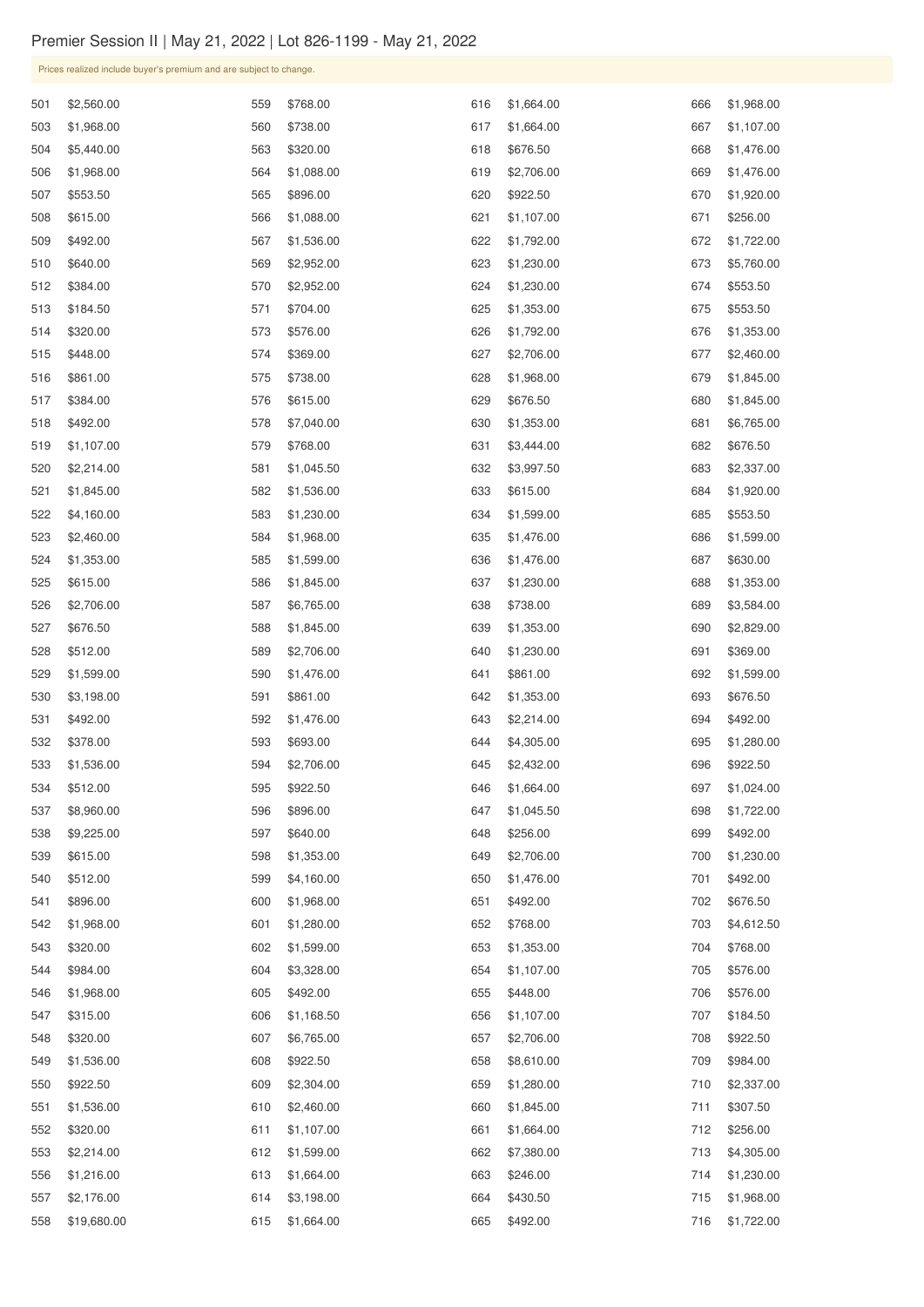Premier Session II | May 21, 2022 | Lot 826-1199 - May 21, 2022

Prices realized include buyer's premium and are subject to change.

| Lot | Price | Lot | Price | Lot | Price | Lot | Price |
|---|---|---|---|---|---|---|---|
| 501 | $2,560.00 | 559 | $768.00 | 616 | $1,664.00 | 666 | $1,968.00 |
| 503 | $1,968.00 | 560 | $738.00 | 617 | $1,664.00 | 667 | $1,107.00 |
| 504 | $5,440.00 | 563 | $320.00 | 618 | $676.50 | 668 | $1,476.00 |
| 506 | $1,968.00 | 564 | $1,088.00 | 619 | $2,706.00 | 669 | $1,476.00 |
| 507 | $553.50 | 565 | $896.00 | 620 | $922.50 | 670 | $1,920.00 |
| 508 | $615.00 | 566 | $1,088.00 | 621 | $1,107.00 | 671 | $256.00 |
| 509 | $492.00 | 567 | $1,536.00 | 622 | $1,792.00 | 672 | $1,722.00 |
| 510 | $640.00 | 569 | $2,952.00 | 623 | $1,230.00 | 673 | $5,760.00 |
| 512 | $384.00 | 570 | $2,952.00 | 624 | $1,230.00 | 674 | $553.50 |
| 513 | $184.50 | 571 | $704.00 | 625 | $1,353.00 | 675 | $553.50 |
| 514 | $320.00 | 573 | $576.00 | 626 | $1,792.00 | 676 | $1,353.00 |
| 515 | $448.00 | 574 | $369.00 | 627 | $2,706.00 | 677 | $2,460.00 |
| 516 | $861.00 | 575 | $738.00 | 628 | $1,968.00 | 679 | $1,845.00 |
| 517 | $384.00 | 576 | $615.00 | 629 | $676.50 | 680 | $1,845.00 |
| 518 | $492.00 | 578 | $7,040.00 | 630 | $1,353.00 | 681 | $6,765.00 |
| 519 | $1,107.00 | 579 | $768.00 | 631 | $3,444.00 | 682 | $676.50 |
| 520 | $2,214.00 | 581 | $1,045.50 | 632 | $3,997.50 | 683 | $2,337.00 |
| 521 | $1,845.00 | 582 | $1,536.00 | 633 | $615.00 | 684 | $1,920.00 |
| 522 | $4,160.00 | 583 | $1,230.00 | 634 | $1,599.00 | 685 | $553.50 |
| 523 | $2,460.00 | 584 | $1,968.00 | 635 | $1,476.00 | 686 | $1,599.00 |
| 524 | $1,353.00 | 585 | $1,599.00 | 636 | $1,476.00 | 687 | $630.00 |
| 525 | $615.00 | 586 | $1,845.00 | 637 | $1,230.00 | 688 | $1,353.00 |
| 526 | $2,706.00 | 587 | $6,765.00 | 638 | $738.00 | 689 | $3,584.00 |
| 527 | $676.50 | 588 | $1,845.00 | 639 | $1,353.00 | 690 | $2,829.00 |
| 528 | $512.00 | 589 | $2,706.00 | 640 | $1,230.00 | 691 | $369.00 |
| 529 | $1,599.00 | 590 | $1,476.00 | 641 | $861.00 | 692 | $1,599.00 |
| 530 | $3,198.00 | 591 | $861.00 | 642 | $1,353.00 | 693 | $676.50 |
| 531 | $492.00 | 592 | $1,476.00 | 643 | $2,214.00 | 694 | $492.00 |
| 532 | $378.00 | 593 | $693.00 | 644 | $4,305.00 | 695 | $1,280.00 |
| 533 | $1,536.00 | 594 | $2,706.00 | 645 | $2,432.00 | 696 | $922.50 |
| 534 | $512.00 | 595 | $922.50 | 646 | $1,664.00 | 697 | $1,024.00 |
| 537 | $8,960.00 | 596 | $896.00 | 647 | $1,045.50 | 698 | $1,722.00 |
| 538 | $9,225.00 | 597 | $640.00 | 648 | $256.00 | 699 | $492.00 |
| 539 | $615.00 | 598 | $1,353.00 | 649 | $2,706.00 | 700 | $1,230.00 |
| 540 | $512.00 | 599 | $4,160.00 | 650 | $1,476.00 | 701 | $492.00 |
| 541 | $896.00 | 600 | $1,968.00 | 651 | $492.00 | 702 | $676.50 |
| 542 | $1,968.00 | 601 | $1,280.00 | 652 | $768.00 | 703 | $4,612.50 |
| 543 | $320.00 | 602 | $1,599.00 | 653 | $1,353.00 | 704 | $768.00 |
| 544 | $984.00 | 604 | $3,328.00 | 654 | $1,107.00 | 705 | $576.00 |
| 546 | $1,968.00 | 605 | $492.00 | 655 | $448.00 | 706 | $576.00 |
| 547 | $315.00 | 606 | $1,168.50 | 656 | $1,107.00 | 707 | $184.50 |
| 548 | $320.00 | 607 | $6,765.00 | 657 | $2,706.00 | 708 | $922.50 |
| 549 | $1,536.00 | 608 | $922.50 | 658 | $8,610.00 | 709 | $984.00 |
| 550 | $922.50 | 609 | $2,304.00 | 659 | $1,280.00 | 710 | $2,337.00 |
| 551 | $1,536.00 | 610 | $2,460.00 | 660 | $1,845.00 | 711 | $307.50 |
| 552 | $320.00 | 611 | $1,107.00 | 661 | $1,664.00 | 712 | $256.00 |
| 553 | $2,214.00 | 612 | $1,599.00 | 662 | $7,380.00 | 713 | $4,305.00 |
| 556 | $1,216.00 | 613 | $1,664.00 | 663 | $246.00 | 714 | $1,230.00 |
| 557 | $2,176.00 | 614 | $3,198.00 | 664 | $430.50 | 715 | $1,968.00 |
| 558 | $19,680.00 | 615 | $1,664.00 | 665 | $492.00 | 716 | $1,722.00 |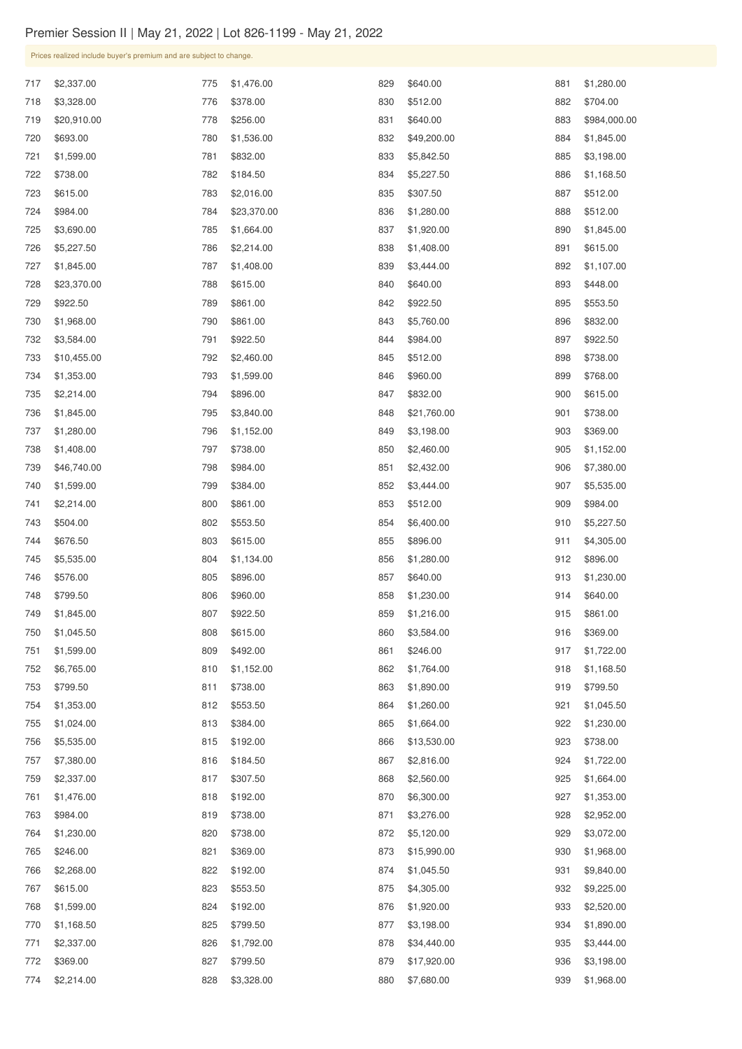## Premier Session II | May 21, 2022 | Lot 826-1199 - May 21, 2022

Prices realized include buyer's premium and are subject to change.

| Lot | Price | Lot | Price | Lot | Price | Lot | Price |
|---|---|---|---|---|---|---|---|
| 717 | $2,337.00 | 775 | $1,476.00 | 829 | $640.00 | 881 | $1,280.00 |
| 718 | $3,328.00 | 776 | $378.00 | 830 | $512.00 | 882 | $704.00 |
| 719 | $20,910.00 | 778 | $256.00 | 831 | $640.00 | 883 | $984,000.00 |
| 720 | $693.00 | 780 | $1,536.00 | 832 | $49,200.00 | 884 | $1,845.00 |
| 721 | $1,599.00 | 781 | $832.00 | 833 | $5,842.50 | 885 | $3,198.00 |
| 722 | $738.00 | 782 | $184.50 | 834 | $5,227.50 | 886 | $1,168.50 |
| 723 | $615.00 | 783 | $2,016.00 | 835 | $307.50 | 887 | $512.00 |
| 724 | $984.00 | 784 | $23,370.00 | 836 | $1,280.00 | 888 | $512.00 |
| 725 | $3,690.00 | 785 | $1,664.00 | 837 | $1,920.00 | 890 | $1,845.00 |
| 726 | $5,227.50 | 786 | $2,214.00 | 838 | $1,408.00 | 891 | $615.00 |
| 727 | $1,845.00 | 787 | $1,408.00 | 839 | $3,444.00 | 892 | $1,107.00 |
| 728 | $23,370.00 | 788 | $615.00 | 840 | $640.00 | 893 | $448.00 |
| 729 | $922.50 | 789 | $861.00 | 842 | $922.50 | 895 | $553.50 |
| 730 | $1,968.00 | 790 | $861.00 | 843 | $5,760.00 | 896 | $832.00 |
| 732 | $3,584.00 | 791 | $922.50 | 844 | $984.00 | 897 | $922.50 |
| 733 | $10,455.00 | 792 | $2,460.00 | 845 | $512.00 | 898 | $738.00 |
| 734 | $1,353.00 | 793 | $1,599.00 | 846 | $960.00 | 899 | $768.00 |
| 735 | $2,214.00 | 794 | $896.00 | 847 | $832.00 | 900 | $615.00 |
| 736 | $1,845.00 | 795 | $3,840.00 | 848 | $21,760.00 | 901 | $738.00 |
| 737 | $1,280.00 | 796 | $1,152.00 | 849 | $3,198.00 | 903 | $369.00 |
| 738 | $1,408.00 | 797 | $738.00 | 850 | $2,460.00 | 905 | $1,152.00 |
| 739 | $46,740.00 | 798 | $984.00 | 851 | $2,432.00 | 906 | $7,380.00 |
| 740 | $1,599.00 | 799 | $384.00 | 852 | $3,444.00 | 907 | $5,535.00 |
| 741 | $2,214.00 | 800 | $861.00 | 853 | $512.00 | 909 | $984.00 |
| 743 | $504.00 | 802 | $553.50 | 854 | $6,400.00 | 910 | $5,227.50 |
| 744 | $676.50 | 803 | $615.00 | 855 | $896.00 | 911 | $4,305.00 |
| 745 | $5,535.00 | 804 | $1,134.00 | 856 | $1,280.00 | 912 | $896.00 |
| 746 | $576.00 | 805 | $896.00 | 857 | $640.00 | 913 | $1,230.00 |
| 748 | $799.50 | 806 | $960.00 | 858 | $1,230.00 | 914 | $640.00 |
| 749 | $1,845.00 | 807 | $922.50 | 859 | $1,216.00 | 915 | $861.00 |
| 750 | $1,045.50 | 808 | $615.00 | 860 | $3,584.00 | 916 | $369.00 |
| 751 | $1,599.00 | 809 | $492.00 | 861 | $246.00 | 917 | $1,722.00 |
| 752 | $6,765.00 | 810 | $1,152.00 | 862 | $1,764.00 | 918 | $1,168.50 |
| 753 | $799.50 | 811 | $738.00 | 863 | $1,890.00 | 919 | $799.50 |
| 754 | $1,353.00 | 812 | $553.50 | 864 | $1,260.00 | 921 | $1,045.50 |
| 755 | $1,024.00 | 813 | $384.00 | 865 | $1,664.00 | 922 | $1,230.00 |
| 756 | $5,535.00 | 815 | $192.00 | 866 | $13,530.00 | 923 | $738.00 |
| 757 | $7,380.00 | 816 | $184.50 | 867 | $2,816.00 | 924 | $1,722.00 |
| 759 | $2,337.00 | 817 | $307.50 | 868 | $2,560.00 | 925 | $1,664.00 |
| 761 | $1,476.00 | 818 | $192.00 | 870 | $6,300.00 | 927 | $1,353.00 |
| 763 | $984.00 | 819 | $738.00 | 871 | $3,276.00 | 928 | $2,952.00 |
| 764 | $1,230.00 | 820 | $738.00 | 872 | $5,120.00 | 929 | $3,072.00 |
| 765 | $246.00 | 821 | $369.00 | 873 | $15,990.00 | 930 | $1,968.00 |
| 766 | $2,268.00 | 822 | $192.00 | 874 | $1,045.50 | 931 | $9,840.00 |
| 767 | $615.00 | 823 | $553.50 | 875 | $4,305.00 | 932 | $9,225.00 |
| 768 | $1,599.00 | 824 | $192.00 | 876 | $1,920.00 | 933 | $2,520.00 |
| 770 | $1,168.50 | 825 | $799.50 | 877 | $3,198.00 | 934 | $1,890.00 |
| 771 | $2,337.00 | 826 | $1,792.00 | 878 | $34,440.00 | 935 | $3,444.00 |
| 772 | $369.00 | 827 | $799.50 | 879 | $17,920.00 | 936 | $3,198.00 |
| 774 | $2,214.00 | 828 | $3,328.00 | 880 | $7,680.00 | 939 | $1,968.00 |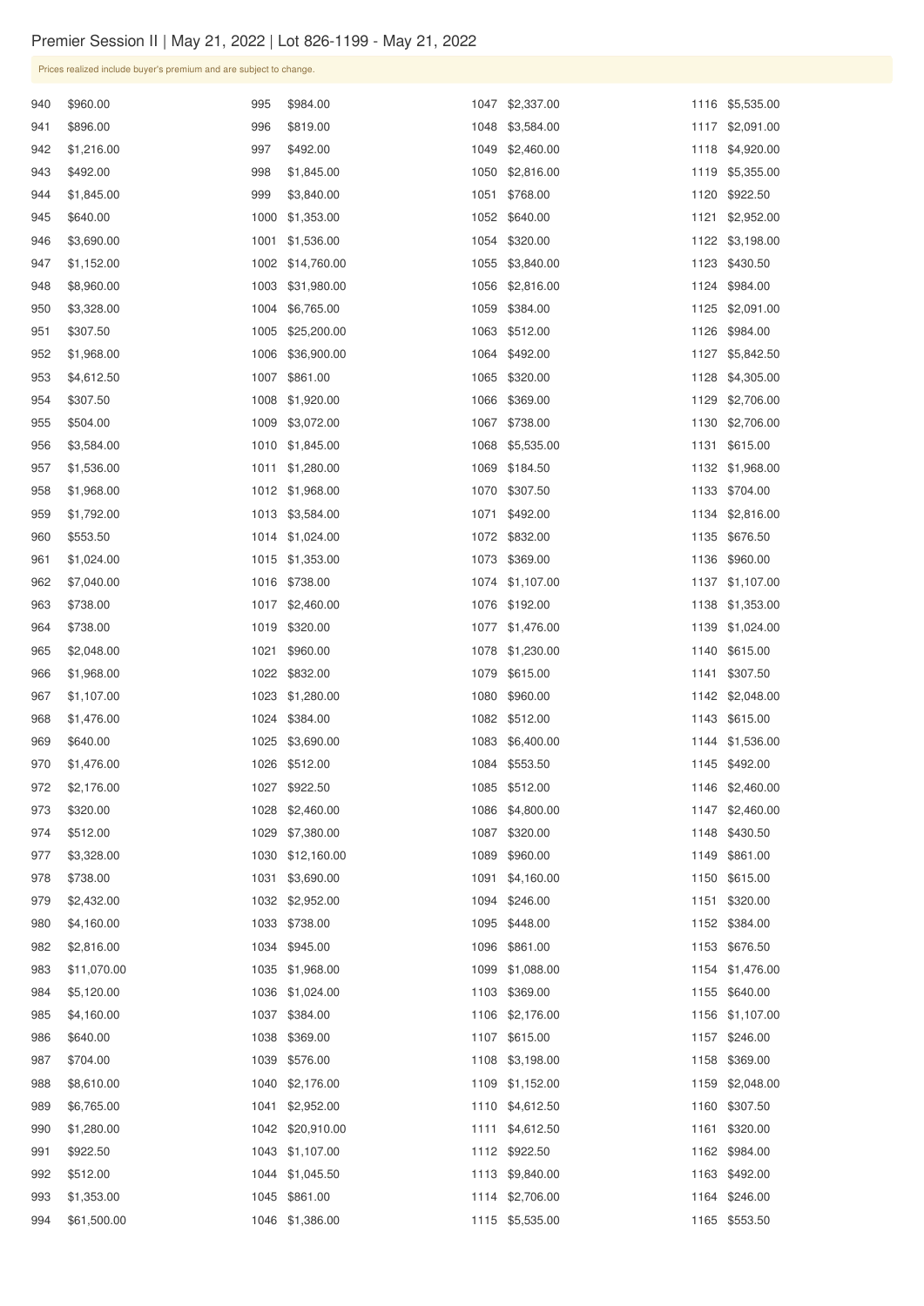# Premier Session II | May 21, 2022 | Lot 826-1199 - May 21, 2022

Prices realized include buyer's premium and are subject to change.

| Lot | Price |
|---|---|
| 940 | $960.00 |
| 941 | $896.00 |
| 942 | $1,216.00 |
| 943 | $492.00 |
| 944 | $1,845.00 |
| 945 | $640.00 |
| 946 | $3,690.00 |
| 947 | $1,152.00 |
| 948 | $8,960.00 |
| 950 | $3,328.00 |
| 951 | $307.50 |
| 952 | $1,968.00 |
| 953 | $4,612.50 |
| 954 | $307.50 |
| 955 | $504.00 |
| 956 | $3,584.00 |
| 957 | $1,536.00 |
| 958 | $1,968.00 |
| 959 | $1,792.00 |
| 960 | $553.50 |
| 961 | $1,024.00 |
| 962 | $7,040.00 |
| 963 | $738.00 |
| 964 | $738.00 |
| 965 | $2,048.00 |
| 966 | $1,968.00 |
| 967 | $1,107.00 |
| 968 | $1,476.00 |
| 969 | $640.00 |
| 970 | $1,476.00 |
| 972 | $2,176.00 |
| 973 | $320.00 |
| 974 | $512.00 |
| 977 | $3,328.00 |
| 978 | $738.00 |
| 979 | $2,432.00 |
| 980 | $4,160.00 |
| 982 | $2,816.00 |
| 983 | $11,070.00 |
| 984 | $5,120.00 |
| 985 | $4,160.00 |
| 986 | $640.00 |
| 987 | $704.00 |
| 988 | $8,610.00 |
| 989 | $6,765.00 |
| 990 | $1,280.00 |
| 991 | $922.50 |
| 992 | $512.00 |
| 993 | $1,353.00 |
| 994 | $61,500.00 |
| 995 | $984.00 |
| 996 | $819.00 |
| 997 | $492.00 |
| 998 | $1,845.00 |
| 999 | $3,840.00 |
| 1000 | $1,353.00 |
| 1001 | $1,536.00 |
| 1002 | $14,760.00 |
| 1003 | $31,980.00 |
| 1004 | $6,765.00 |
| 1005 | $25,200.00 |
| 1006 | $36,900.00 |
| 1007 | $861.00 |
| 1008 | $1,920.00 |
| 1009 | $3,072.00 |
| 1010 | $1,845.00 |
| 1011 | $1,280.00 |
| 1012 | $1,968.00 |
| 1013 | $3,584.00 |
| 1014 | $1,024.00 |
| 1015 | $1,353.00 |
| 1016 | $738.00 |
| 1017 | $2,460.00 |
| 1019 | $320.00 |
| 1021 | $960.00 |
| 1022 | $832.00 |
| 1023 | $1,280.00 |
| 1024 | $384.00 |
| 1025 | $3,690.00 |
| 1026 | $512.00 |
| 1027 | $922.50 |
| 1028 | $2,460.00 |
| 1029 | $7,380.00 |
| 1030 | $12,160.00 |
| 1031 | $3,690.00 |
| 1032 | $2,952.00 |
| 1033 | $738.00 |
| 1034 | $945.00 |
| 1035 | $1,968.00 |
| 1036 | $1,024.00 |
| 1037 | $384.00 |
| 1038 | $369.00 |
| 1039 | $576.00 |
| 1040 | $2,176.00 |
| 1041 | $2,952.00 |
| 1042 | $20,910.00 |
| 1043 | $1,107.00 |
| 1044 | $1,045.50 |
| 1045 | $861.00 |
| 1046 | $1,386.00 |
| 1047 | $2,337.00 |
| 1048 | $3,584.00 |
| 1049 | $2,460.00 |
| 1050 | $2,816.00 |
| 1051 | $768.00 |
| 1052 | $640.00 |
| 1054 | $320.00 |
| 1055 | $3,840.00 |
| 1056 | $2,816.00 |
| 1059 | $384.00 |
| 1063 | $512.00 |
| 1064 | $492.00 |
| 1065 | $320.00 |
| 1066 | $369.00 |
| 1067 | $738.00 |
| 1068 | $5,535.00 |
| 1069 | $184.50 |
| 1070 | $307.50 |
| 1071 | $492.00 |
| 1072 | $832.00 |
| 1073 | $369.00 |
| 1074 | $1,107.00 |
| 1076 | $192.00 |
| 1077 | $1,476.00 |
| 1078 | $1,230.00 |
| 1079 | $615.00 |
| 1080 | $960.00 |
| 1082 | $512.00 |
| 1083 | $6,400.00 |
| 1084 | $553.50 |
| 1085 | $512.00 |
| 1086 | $4,800.00 |
| 1087 | $320.00 |
| 1089 | $960.00 |
| 1091 | $4,160.00 |
| 1094 | $246.00 |
| 1095 | $448.00 |
| 1096 | $861.00 |
| 1099 | $1,088.00 |
| 1103 | $369.00 |
| 1106 | $2,176.00 |
| 1107 | $615.00 |
| 1108 | $3,198.00 |
| 1109 | $1,152.00 |
| 1110 | $4,612.50 |
| 1111 | $4,612.50 |
| 1112 | $922.50 |
| 1113 | $9,840.00 |
| 1114 | $2,706.00 |
| 1115 | $5,535.00 |
| 1116 | $5,535.00 |
| 1117 | $2,091.00 |
| 1118 | $4,920.00 |
| 1119 | $5,355.00 |
| 1120 | $922.50 |
| 1121 | $2,952.00 |
| 1122 | $3,198.00 |
| 1123 | $430.50 |
| 1124 | $984.00 |
| 1125 | $2,091.00 |
| 1126 | $984.00 |
| 1127 | $5,842.50 |
| 1128 | $4,305.00 |
| 1129 | $2,706.00 |
| 1130 | $2,706.00 |
| 1131 | $615.00 |
| 1132 | $1,968.00 |
| 1133 | $704.00 |
| 1134 | $2,816.00 |
| 1135 | $676.50 |
| 1136 | $960.00 |
| 1137 | $1,107.00 |
| 1138 | $1,353.00 |
| 1139 | $1,024.00 |
| 1140 | $615.00 |
| 1141 | $307.50 |
| 1142 | $2,048.00 |
| 1143 | $615.00 |
| 1144 | $1,536.00 |
| 1145 | $492.00 |
| 1146 | $2,460.00 |
| 1147 | $2,460.00 |
| 1148 | $430.50 |
| 1149 | $861.00 |
| 1150 | $615.00 |
| 1151 | $320.00 |
| 1152 | $384.00 |
| 1153 | $676.50 |
| 1154 | $1,476.00 |
| 1155 | $640.00 |
| 1156 | $1,107.00 |
| 1157 | $246.00 |
| 1158 | $369.00 |
| 1159 | $2,048.00 |
| 1160 | $307.50 |
| 1161 | $320.00 |
| 1162 | $984.00 |
| 1163 | $492.00 |
| 1164 | $246.00 |
| 1165 | $553.50 |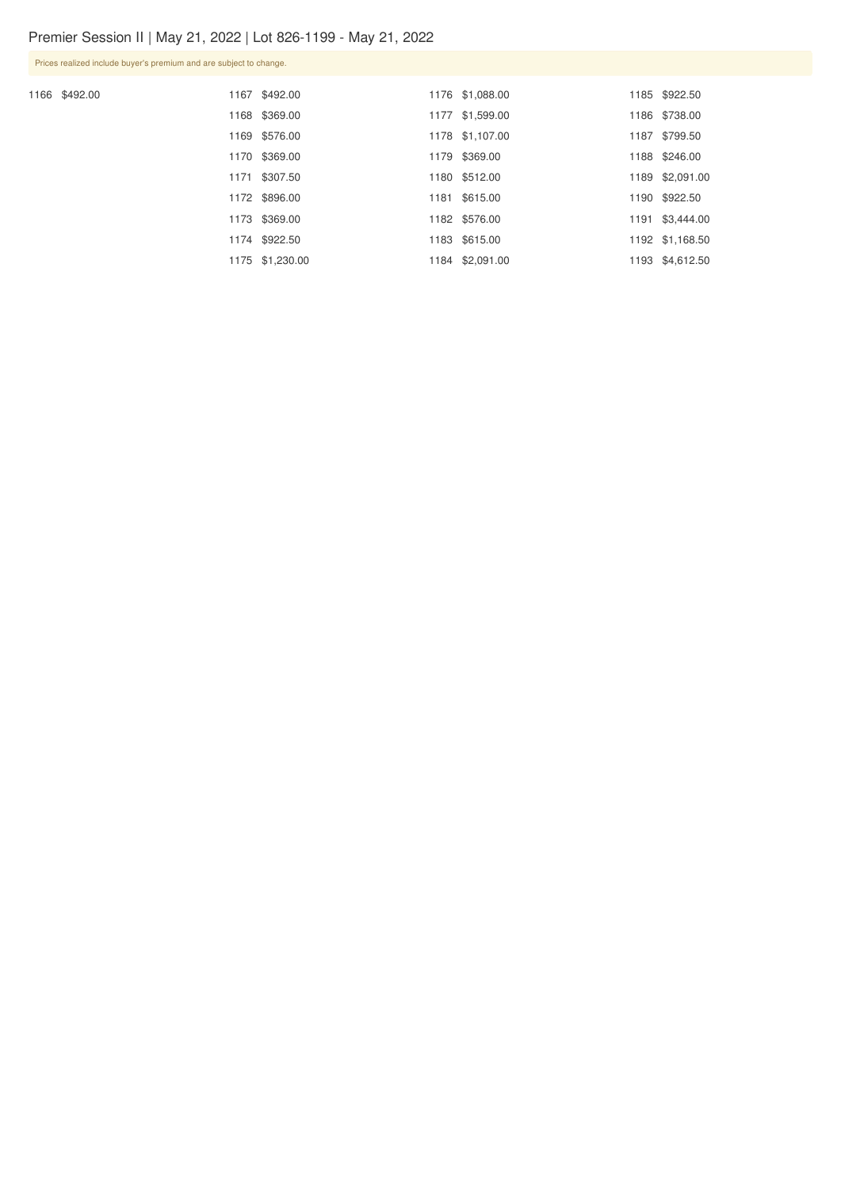# Premier Session II | May 21, 2022 | Lot 826-1199 - May 21, 2022

Prices realized include buyer's premium and are subject to change.

| Lot | Price |
|---|---|
| 1166 | $492.00 |
| 1167 | $492.00 |
| 1168 | $369.00 |
| 1169 | $576.00 |
| 1170 | $369.00 |
| 1171 | $307.50 |
| 1172 | $896.00 |
| 1173 | $369.00 |
| 1174 | $922.50 |
| 1175 | $1,230.00 |
| 1176 | $1,088.00 |
| 1177 | $1,599.00 |
| 1178 | $1,107.00 |
| 1179 | $369.00 |
| 1180 | $512.00 |
| 1181 | $615.00 |
| 1182 | $576.00 |
| 1183 | $615.00 |
| 1184 | $2,091.00 |
| 1185 | $922.50 |
| 1186 | $738.00 |
| 1187 | $799.50 |
| 1188 | $246.00 |
| 1189 | $2,091.00 |
| 1190 | $922.50 |
| 1191 | $3,444.00 |
| 1192 | $1,168.50 |
| 1193 | $4,612.50 |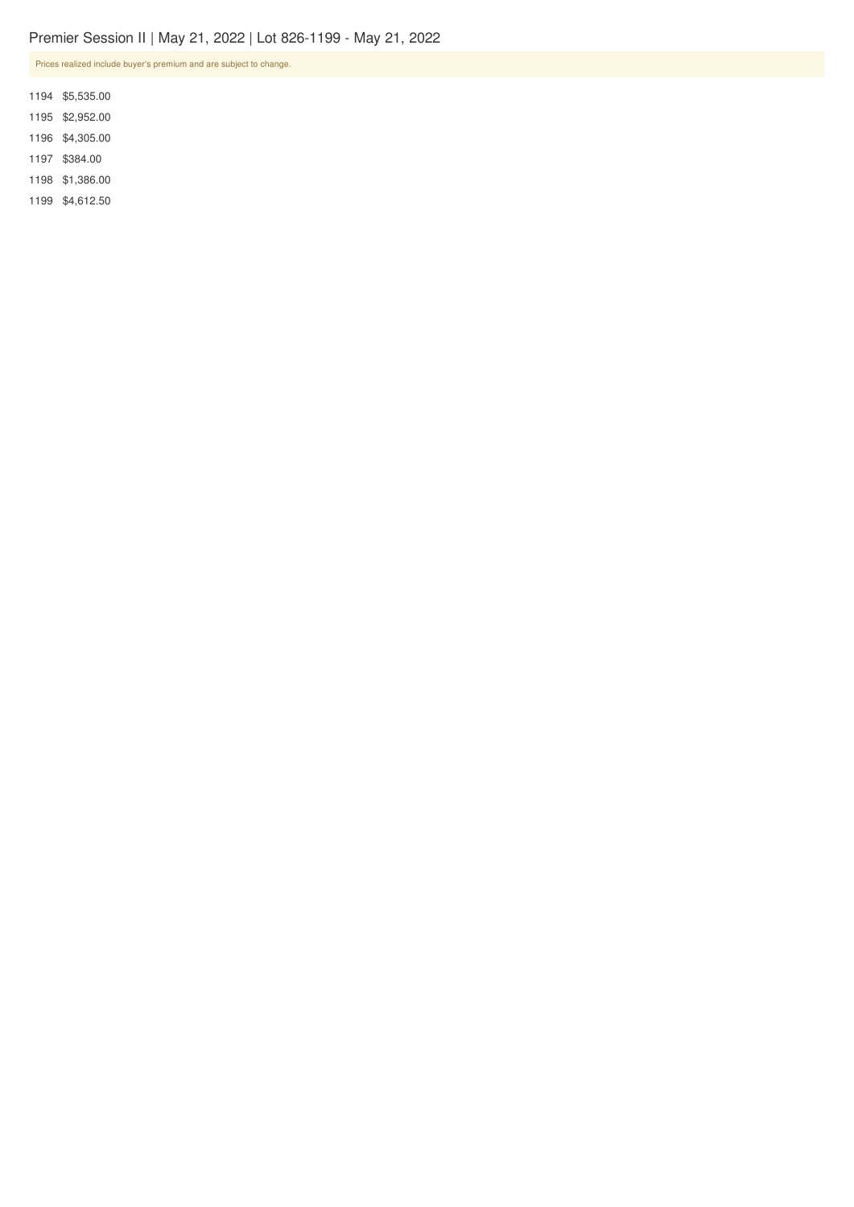Premier Session II | May 21, 2022 | Lot 826-1199 - May 21, 2022

Prices realized include buyer's premium and are subject to change.

| | |
|---|---|
| 1194 | $5,535.00 |
| 1195 | $2,952.00 |
| 1196 | $4,305.00 |
| 1197 | $384.00 |
| 1198 | $1,386.00 |
| 1199 | $4,612.50 |